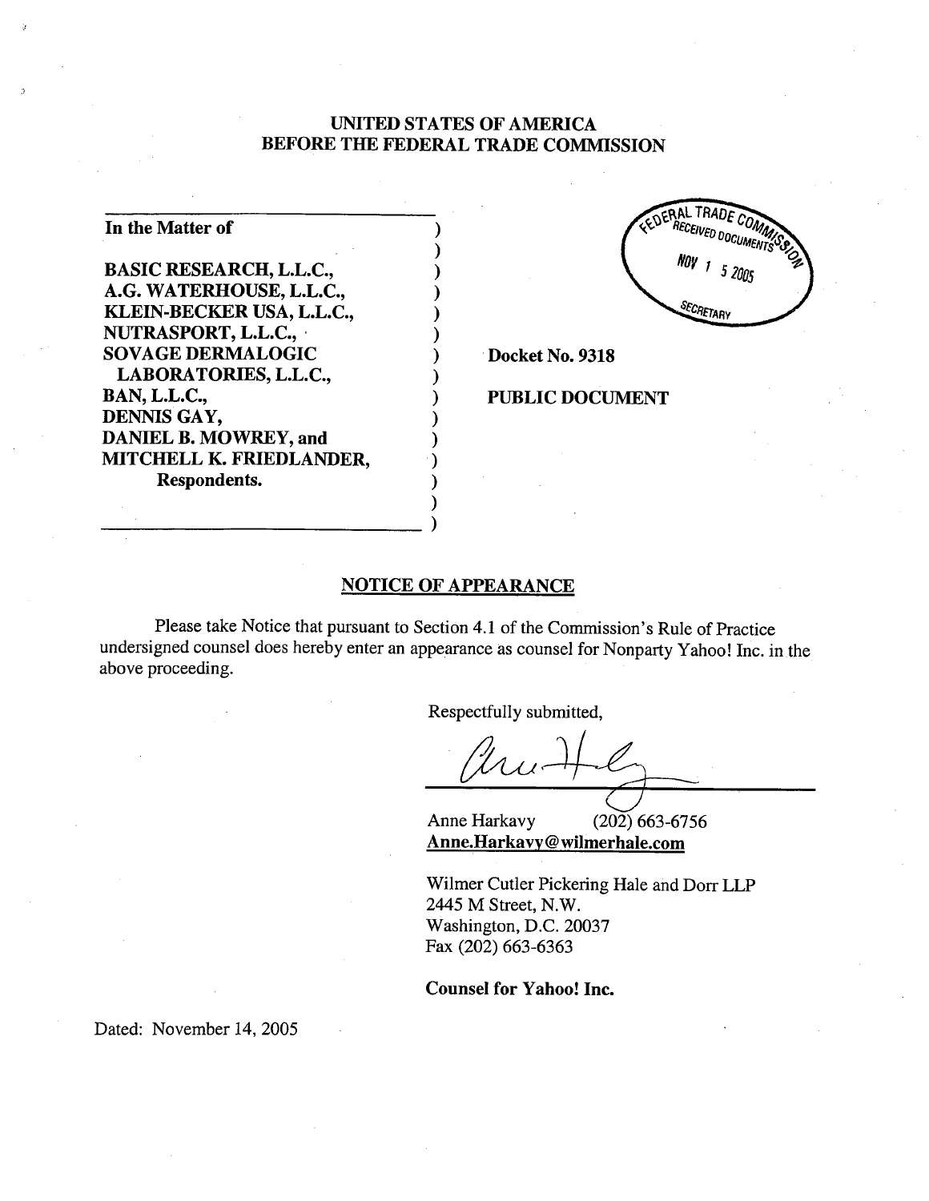# UNITED STATES OF AMERICA
# BEFORE THE FEDERAL TRADE COMMISSION

**In the Matter of**

**BASIC RESEARCH, L.L.C.,**
**A.G. WATERHOUSE, L.L.C.,**
**KLEIN-BECKER USA, L.L.C.,**
**NUTRASPORT, L.L.C.,**
**SOVAGE DERMALOGIC LABORATORIES, L.L.C.,**
**BAN, L.L.C.,**
**DENNIS GAY,**
**DANIEL B. MOWREY, and**
**MITCHELL K. FRIEDLANDER,**
**Respondents.**

FEDERAL TRADE COMMISSION RECEIVED DOCUMENTS NOV 15 2005 SECRETARY

**Docket No. 9318**

**PUBLIC DOCUMENT**

## NOTICE OF APPEARANCE

Please take Notice that pursuant to Section 4.1 of the Commission's Rule of Practice undersigned counsel does hereby enter an appearance as counsel for Nonparty Yahoo! Inc. in the above proceeding.

Respectfully submitted,

Anne Harkavy (202) 663-6756
**Anne.Harkavy@wilmerhale.com**

Wilmer Cutler Pickering Hale and Dorr LLP
2445 M Street, N.W.
Washington, D.C. 20037
Fax (202) 663-6363

**Counsel for Yahoo! Inc.**

Dated: November 14, 2005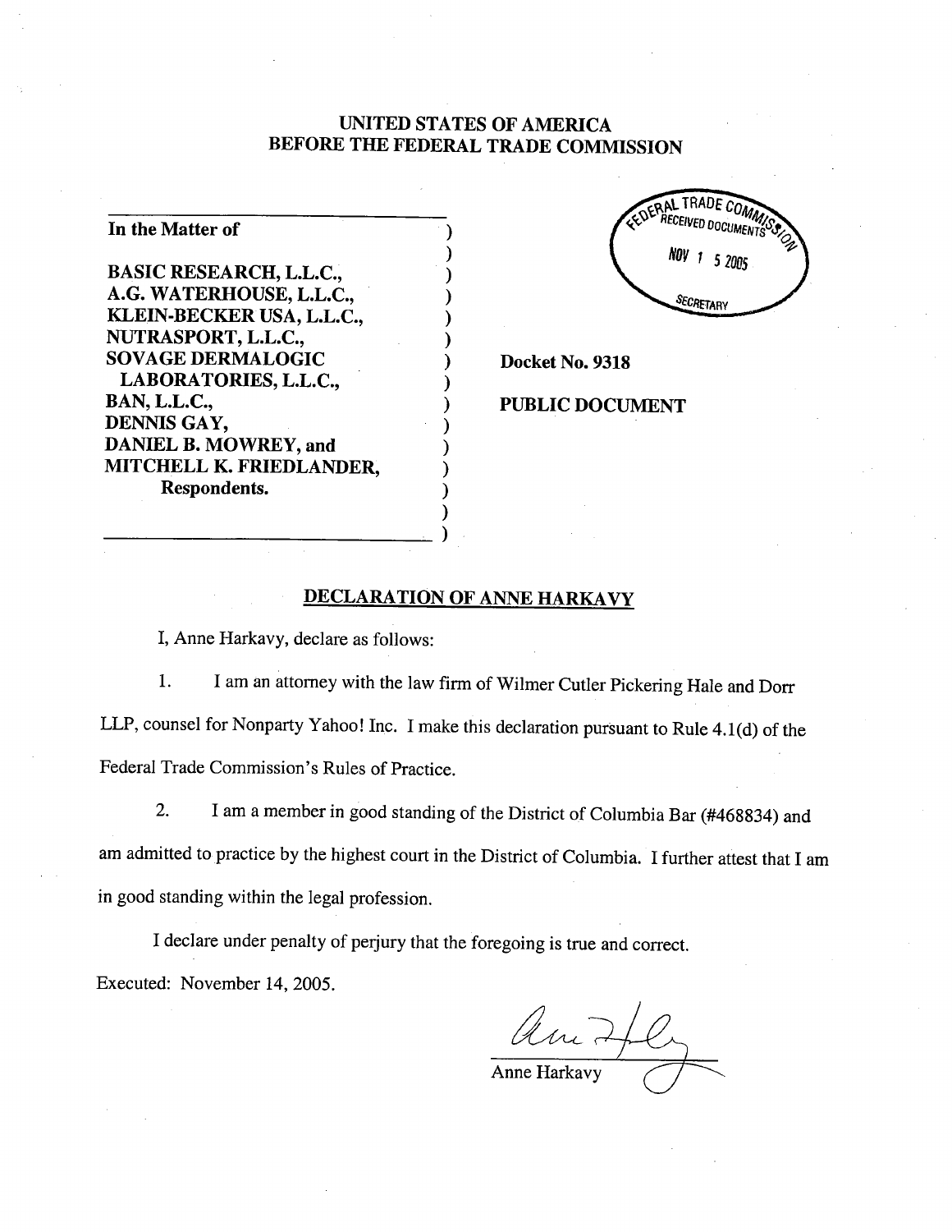**UNITED STATES OF AMERICA**
**BEFORE THE FEDERAL TRADE COMMISSION**

FEDERAL TRADE COMMISSION
RECEIVED DOCUMENTS
NOV 15 2005
SECRETARY

**In the Matter of**

**BASIC RESEARCH, L.L.C.,**
**A.G. WATERHOUSE, L.L.C.,**
**KLEIN-BECKER USA, L.L.C.,**
**NUTRASPORT, L.L.C.,**
**SOVAGE DERMALOGIC LABORATORIES, L.L.C.,**
**BAN, L.L.C.,**
**DENNIS GAY,**
**DANIEL B. MOWREY, and**
**MITCHELL K. FRIEDLANDER,**
**Respondents.**

**Docket No. 9318**

**PUBLIC DOCUMENT**

## DECLARATION OF ANNE HARKAVY

I, Anne Harkavy, declare as follows:

1. I am an attorney with the law firm of Wilmer Cutler Pickering Hale and Dorr LLP, counsel for Nonparty Yahoo! Inc. I make this declaration pursuant to Rule 4.1(d) of the Federal Trade Commission's Rules of Practice.

2. I am a member in good standing of the District of Columbia Bar (#468834) and am admitted to practice by the highest court in the District of Columbia. I further attest that I am in good standing within the legal profession.

I declare under penalty of perjury that the foregoing is true and correct.

Executed: November 14, 2005.

Anne Harkavy